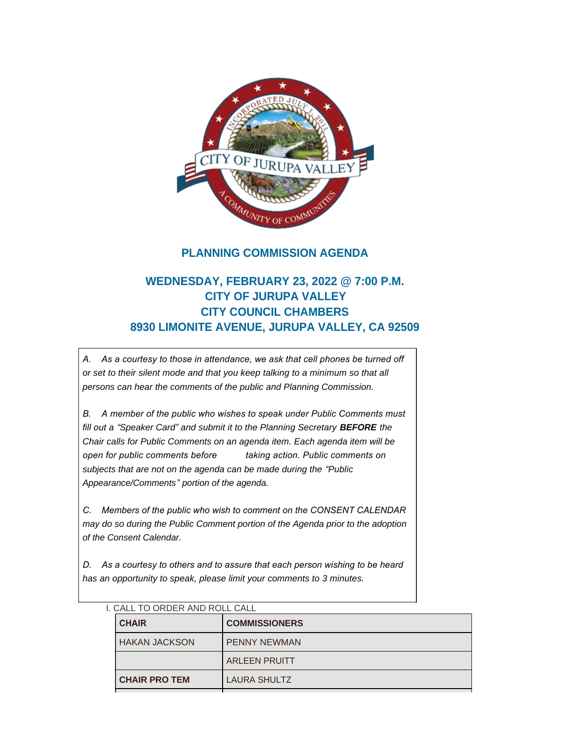## PLANNING COMMISSION AGENDA

## WEDNESDAY, FEBRUARY 23, 2022 @ 7:00 P.M.
## CITY OF JURUPA VALLEY
## CITY COUNCIL CHAMBERS
## 8930 LIMONITE AVENUE, JURUPA VALLEY, CA 92509

*A. As a courtesy to those in attendance, we ask that cell phones be turned off or set to their silent mode and that you keep talking to a minimum so that all persons can hear the comments of the public and Planning Commission.*

*B. A member of the public who wishes to speak under Public Comments must fill out a "Speaker Card" and submit it to the Planning Secretary* ***BEFORE*** *the Chair calls for Public Comments on an agenda item. Each agenda item will be open for public comments before taking action. Public comments on subjects that are not on the agenda can be made during the "Public Appearance/Comments" portion of the agenda.*

*C. Members of the public who wish to comment on the CONSENT CALENDAR may do so during the Public Comment portion of the Agenda prior to the adoption of the Consent Calendar.*

*D. As a courtesy to others and to assure that each person wishing to be heard has an opportunity to speak, please limit your comments to 3 minutes.*

I. CALL TO ORDER AND ROLL CALL

| CHAIR | COMMISSIONERS |
|---|---|
| HAKAN JACKSON | PENNY NEWMAN |
| | ARLEEN PRUITT |
| **CHAIR PRO TEM** | LAURA SHULTZ |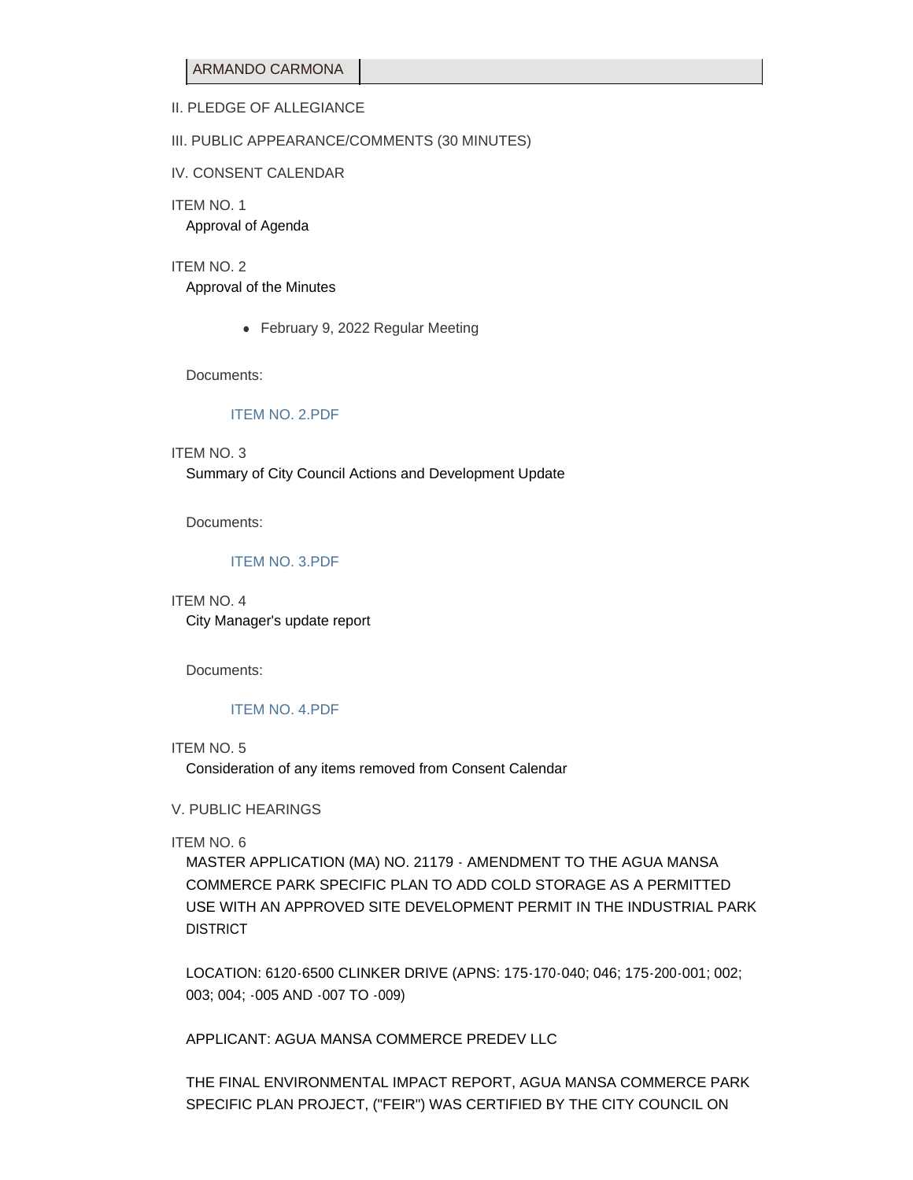| ARMANDO CARMONA | |
|---|---|

II. PLEDGE OF ALLEGIANCE

III. PUBLIC APPEARANCE/COMMENTS (30 MINUTES)

IV. CONSENT CALENDAR

ITEM NO. 1

Approval of Agenda

ITEM NO. 2

Approval of the Minutes

- February 9, 2022 Regular Meeting

Documents:

ITEM NO. 2.PDF

ITEM NO. 3

Summary of City Council Actions and Development Update

Documents:

ITEM NO. 3.PDF

ITEM NO. 4

City Manager's update report

Documents:

ITEM NO. 4.PDF

ITEM NO. 5

Consideration of any items removed from Consent Calendar

V. PUBLIC HEARINGS

ITEM NO. 6

MASTER APPLICATION (MA) NO. 21179 - AMENDMENT TO THE AGUA MANSA COMMERCE PARK SPECIFIC PLAN TO ADD COLD STORAGE AS A PERMITTED USE WITH AN APPROVED SITE DEVELOPMENT PERMIT IN THE INDUSTRIAL PARK DISTRICT

LOCATION: 6120-6500 CLINKER DRIVE (APNS: 175-170-040; 046; 175-200-001; 002; 003; 004; -005 AND -007 TO -009)

APPLICANT: AGUA MANSA COMMERCE PREDEV LLC

THE FINAL ENVIRONMENTAL IMPACT REPORT, AGUA MANSA COMMERCE PARK SPECIFIC PLAN PROJECT, ("FEIR") WAS CERTIFIED BY THE CITY COUNCIL ON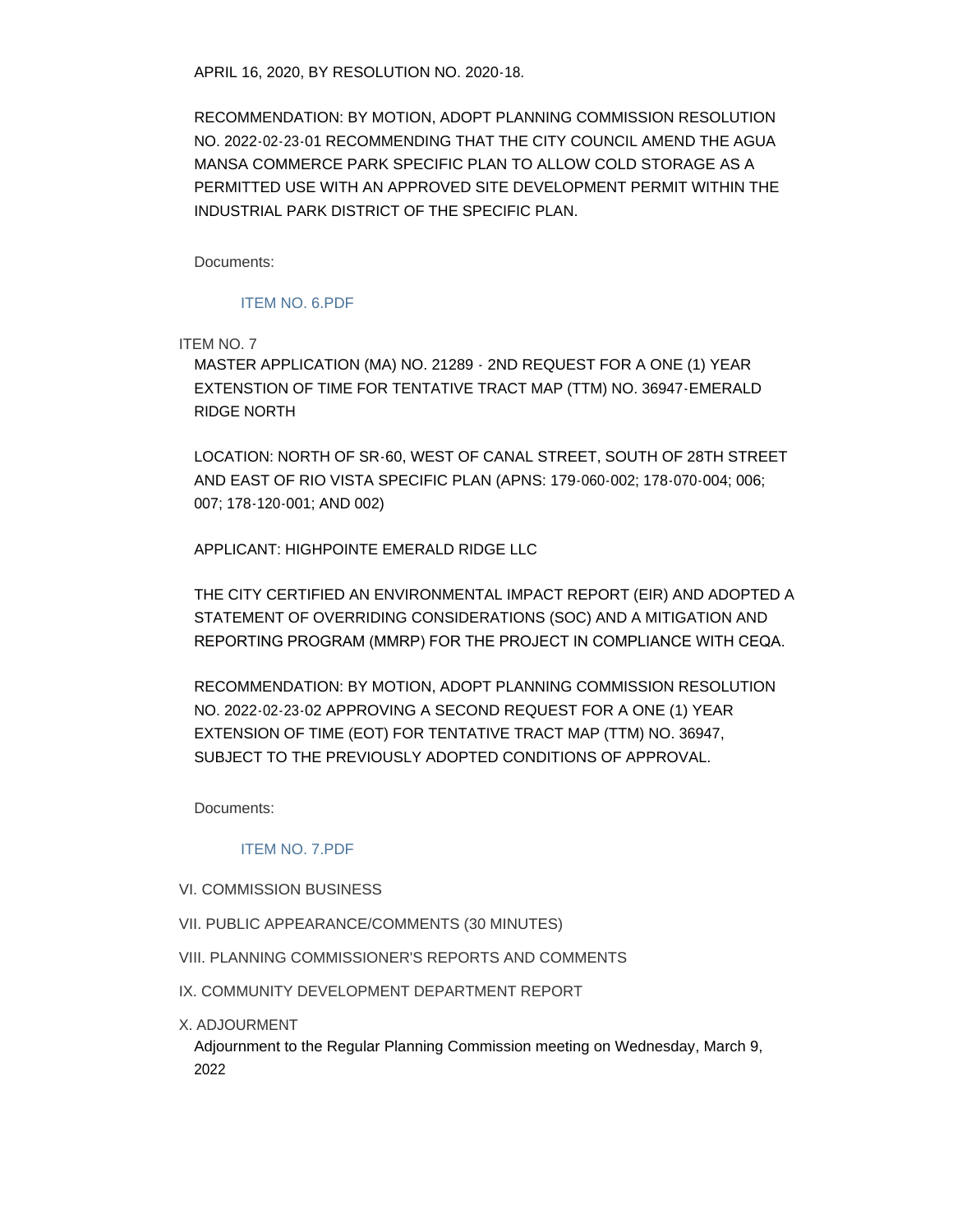APRIL 16, 2020, BY RESOLUTION NO. 2020-18.

RECOMMENDATION: BY MOTION, ADOPT PLANNING COMMISSION RESOLUTION NO. 2022-02-23-01 RECOMMENDING THAT THE CITY COUNCIL AMEND THE AGUA MANSA COMMERCE PARK SPECIFIC PLAN TO ALLOW COLD STORAGE AS A PERMITTED USE WITH AN APPROVED SITE DEVELOPMENT PERMIT WITHIN THE INDUSTRIAL PARK DISTRICT OF THE SPECIFIC PLAN.

Documents:

ITEM NO. 6.PDF

ITEM NO. 7

MASTER APPLICATION (MA) NO. 21289 - 2ND REQUEST FOR A ONE (1) YEAR EXTENSTION OF TIME FOR TENTATIVE TRACT MAP (TTM) NO. 36947-EMERALD RIDGE NORTH

LOCATION: NORTH OF SR-60, WEST OF CANAL STREET, SOUTH OF 28TH STREET AND EAST OF RIO VISTA SPECIFIC PLAN (APNS: 179-060-002; 178-070-004; 006; 007; 178-120-001; AND 002)

APPLICANT: HIGHPOINTE EMERALD RIDGE LLC

THE CITY CERTIFIED AN ENVIRONMENTAL IMPACT REPORT (EIR) AND ADOPTED A STATEMENT OF OVERRIDING CONSIDERATIONS (SOC) AND A MITIGATION AND REPORTING PROGRAM (MMRP) FOR THE PROJECT IN COMPLIANCE WITH CEQA.

RECOMMENDATION: BY MOTION, ADOPT PLANNING COMMISSION RESOLUTION NO. 2022-02-23-02 APPROVING A SECOND REQUEST FOR A ONE (1) YEAR EXTENSION OF TIME (EOT) FOR TENTATIVE TRACT MAP (TTM) NO. 36947, SUBJECT TO THE PREVIOUSLY ADOPTED CONDITIONS OF APPROVAL.

Documents:

ITEM NO. 7.PDF

VI. COMMISSION BUSINESS

VII. PUBLIC APPEARANCE/COMMENTS (30 MINUTES)

VIII. PLANNING COMMISSIONER'S REPORTS AND COMMENTS

IX. COMMUNITY DEVELOPMENT DEPARTMENT REPORT

X. ADJOURMENT

Adjournment to the Regular Planning Commission meeting on Wednesday, March 9, 2022